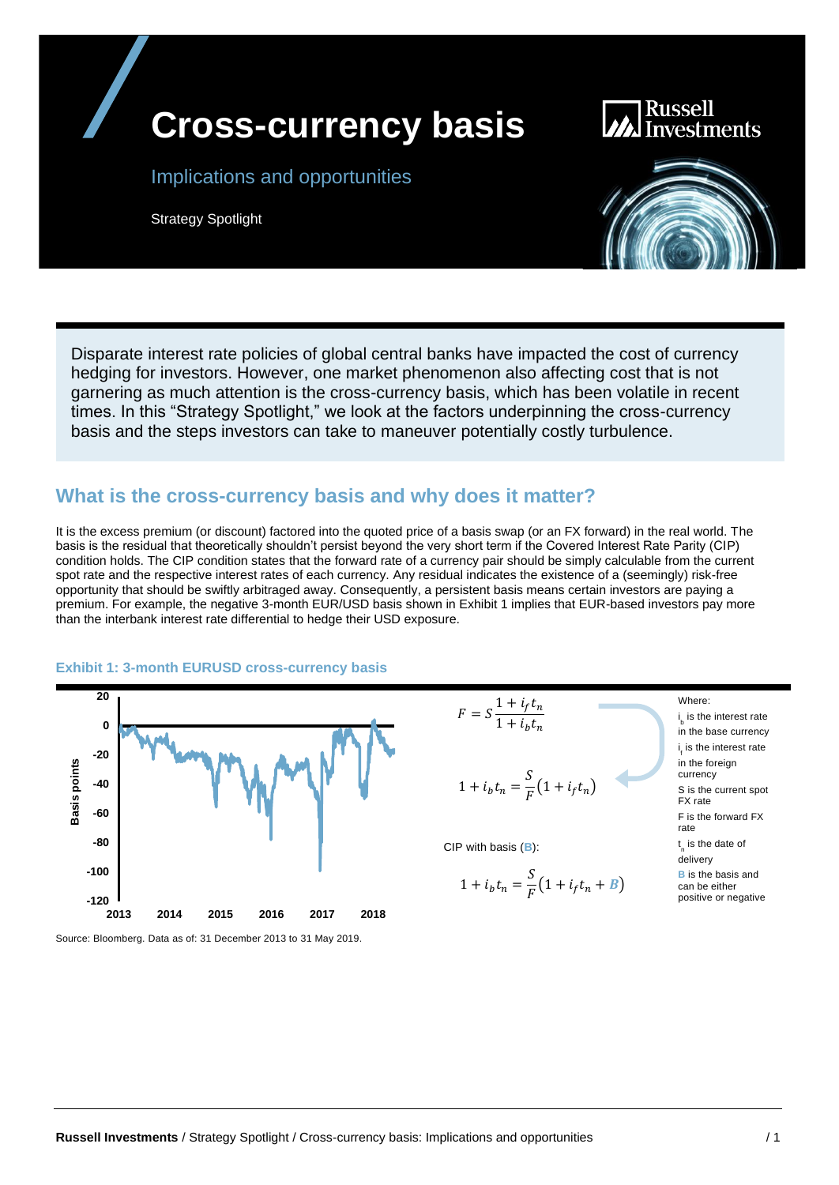# Cross-currency basis

## Implications and opportunities

Strategy Spotlight

Disparate interest rate policies of global central banks have impacted the cost of currency hedging for investors. However, one market phenomenon also affecting cost that is not garnering as much attention is the cross-currency basis, which has been volatile in recent times. In this "Strategy Spotlight," we look at the factors underpinning the cross-currency basis and the steps investors can take to maneuver potentially costly turbulence.

## What is the cross-currency basis and why does it matter?

It is the excess premium (or discount) factored into the quoted price of a basis swap (or an FX forward) in the real world. The basis is the residual that theoretically shouldn't persist beyond the very short term if the Covered Interest Rate Parity (CIP) condition holds. The CIP condition states that the forward rate of a currency pair should be simply calculable from the current spot rate and the respective interest rates of each currency. Any residual indicates the existence of a (seemingly) risk-free opportunity that should be swiftly arbitraged away. Consequently, a persistent basis means certain investors are paying a premium. For example, the negative 3-month EUR/USD basis shown in Exhibit 1 implies that EUR-based investors pay more than the interbank interest rate differential to hedge their USD exposure.

**Exhibit 1: 3-month EURUSD cross-currency basis**

$$F = S\frac{1 + i_f t_n}{1 + i_b t_n}$$

$$1 + i_b t_n = \frac{S}{F}(1 + i_f t_n)$$

CIP with basis ($B$):

$$1 + i_b t_n = \frac{S}{F}(1 + i_f t_n + B)$$

Where:

- $i_b$ is the interest rate in the base currency
- $i_f$ is the interest rate in the foreign currency
- S is the current spot FX rate
- F is the forward FX rate
- $t_n$ is the date of delivery
- B is the basis and can be either positive or negative

Source: Bloomberg. Data as of: 31 December 2013 to 31 May 2019.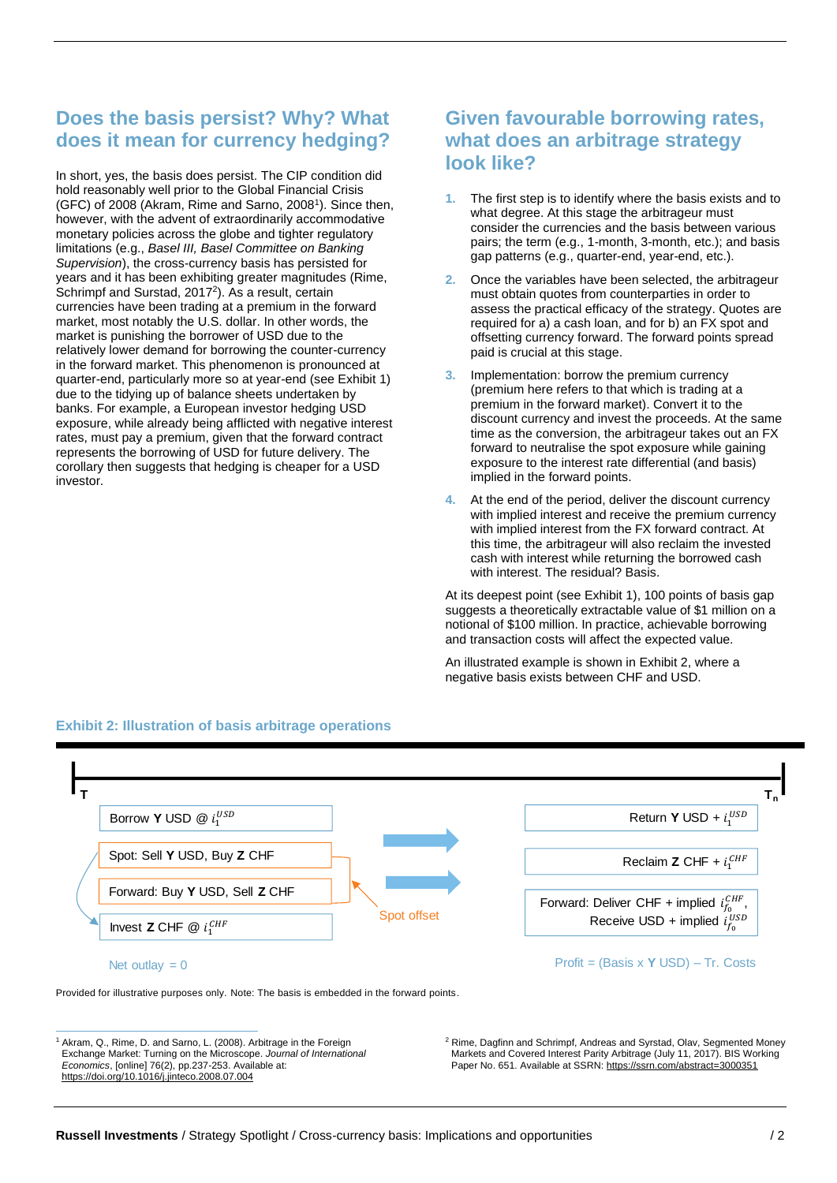## Does the basis persist? Why? What does it mean for currency hedging?

In short, yes, the basis does persist. The CIP condition did hold reasonably well prior to the Global Financial Crisis (GFC) of 2008 (Akram, Rime and Sarno, 2008[1]). Since then, however, with the advent of extraordinarily accommodative monetary policies across the globe and tighter regulatory limitations (e.g., *Basel III, Basel Committee on Banking Supervision*), the cross-currency basis has persisted for years and it has been exhibiting greater magnitudes (Rime, Schrimpf and Surstad, 2017[2]). As a result, certain currencies have been trading at a premium in the forward market, most notably the U.S. dollar. In other words, the market is punishing the borrower of USD due to the relatively lower demand for borrowing the counter-currency in the forward market. This phenomenon is pronounced at quarter-end, particularly more so at year-end (see Exhibit 1) due to the tidying up of balance sheets undertaken by banks. For example, a European investor hedging USD exposure, while already being afflicted with negative interest rates, must pay a premium, given that the forward contract represents the borrowing of USD for future delivery. The corollary then suggests that hedging is cheaper for a USD investor.

## Given favourable borrowing rates, what does an arbitrage strategy look like?

1. The first step is to identify where the basis exists and to what degree. At this stage the arbitrageur must consider the currencies and the basis between various pairs; the term (e.g., 1-month, 3-month, etc.); and basis gap patterns (e.g., quarter-end, year-end, etc.).
2. Once the variables have been selected, the arbitrageur must obtain quotes from counterparties in order to assess the practical efficacy of the strategy. Quotes are required for a) a cash loan, and for b) an FX spot and offsetting currency forward. The forward points spread paid is crucial at this stage.
3. Implementation: borrow the premium currency (premium here refers to that which is trading at a premium in the forward market). Convert it to the discount currency and invest the proceeds. At the same time as the conversion, the arbitrageur takes out an FX forward to neutralise the spot exposure while gaining exposure to the interest rate differential (and basis) implied in the forward points.
4. At the end of the period, deliver the discount currency with implied interest and receive the premium currency with implied interest from the FX forward contract. At this time, the arbitrageur will also reclaim the invested cash with interest while returning the borrowed cash with interest. The residual? Basis.

At its deepest point (see Exhibit 1), 100 points of basis gap suggests a theoretically extractable value of $1 million on a notional of $100 million. In practice, achievable borrowing and transaction costs will affect the expected value.

An illustrated example is shown in Exhibit 2, where a negative basis exists between CHF and USD.

### Exhibit 2: Illustration of basis arbitrage operations

| T | $T_n$ |
|---|---|
| Borrow **Y** USD @ $i_1^{USD}$ | Return **Y** USD + $i_1^{USD}$ |
| Spot: Sell **Y** USD, Buy **Z** CHF | Reclaim **Z** CHF + $i_1^{CHF}$ |
| Forward: Buy **Y** USD, Sell **Z** CHF | Forward: Deliver CHF + implied $i_{f_0}^{CHF}$, Receive USD + implied $i_{f_0}^{USD}$ |
| Invest **Z** CHF @ $i_1^{CHF}$ | |
| Net outlay = 0 | Profit = (Basis x **Y** USD) – Tr. Costs |

Spot offset

Provided for illustrative purposes only. Note: The basis is embedded in the forward points.

[1] Akram, Q., Rime, D. and Sarno, L. (2008). Arbitrage in the Foreign Exchange Market: Turning on the Microscope. *Journal of International Economics*, [online] 76(2), pp.237-253. Available at: https://doi.org/10.1016/j.jinteco.2008.07.004

[2] Rime, Dagfinn and Schrimpf, Andreas and Syrstad, Olav, Segmented Money Markets and Covered Interest Parity Arbitrage (July 11, 2017). BIS Working Paper No. 651. Available at SSRN: https://ssrn.com/abstract=3000351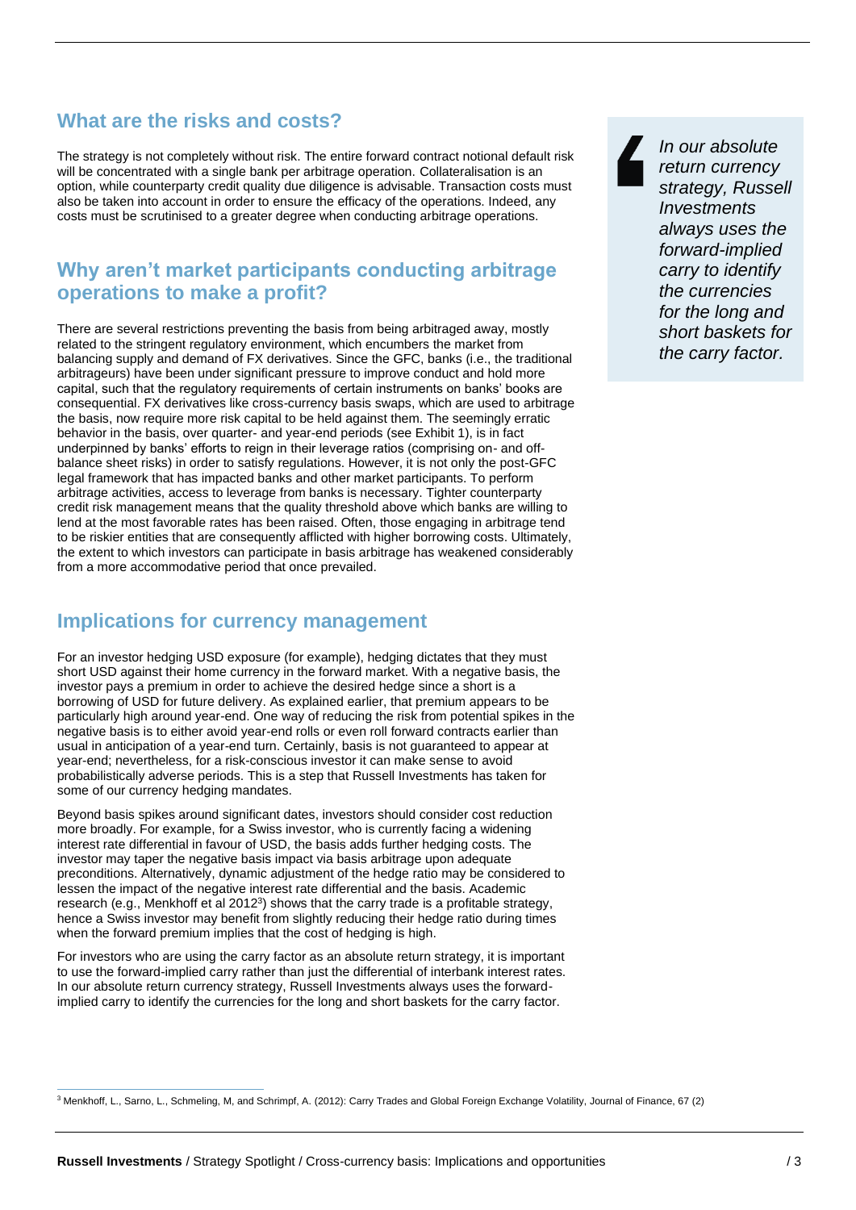## What are the risks and costs?

The strategy is not completely without risk. The entire forward contract notional default risk will be concentrated with a single bank per arbitrage operation. Collateralisation is an option, while counterparty credit quality due diligence is advisable. Transaction costs must also be taken into account in order to ensure the efficacy of the operations. Indeed, any costs must be scrutinised to a greater degree when conducting arbitrage operations.

## Why aren't market participants conducting arbitrage operations to make a profit?

There are several restrictions preventing the basis from being arbitraged away, mostly related to the stringent regulatory environment, which encumbers the market from balancing supply and demand of FX derivatives. Since the GFC, banks (i.e., the traditional arbitrageurs) have been under significant pressure to improve conduct and hold more capital, such that the regulatory requirements of certain instruments on banks' books are consequential. FX derivatives like cross-currency basis swaps, which are used to arbitrage the basis, now require more risk capital to be held against them. The seemingly erratic behavior in the basis, over quarter- and year-end periods (see Exhibit 1), is in fact underpinned by banks' efforts to reign in their leverage ratios (comprising on- and off-balance sheet risks) in order to satisfy regulations. However, it is not only the post-GFC legal framework that has impacted banks and other market participants. To perform arbitrage activities, access to leverage from banks is necessary. Tighter counterparty credit risk management means that the quality threshold above which banks are willing to lend at the most favorable rates has been raised. Often, those engaging in arbitrage tend to be riskier entities that are consequently afflicted with higher borrowing costs. Ultimately, the extent to which investors can participate in basis arbitrage has weakened considerably from a more accommodative period that once prevailed.

## Implications for currency management

For an investor hedging USD exposure (for example), hedging dictates that they must short USD against their home currency in the forward market. With a negative basis, the investor pays a premium in order to achieve the desired hedge since a short is a borrowing of USD for future delivery. As explained earlier, that premium appears to be particularly high around year-end. One way of reducing the risk from potential spikes in the negative basis is to either avoid year-end rolls or even roll forward contracts earlier than usual in anticipation of a year-end turn. Certainly, basis is not guaranteed to appear at year-end; nevertheless, for a risk-conscious investor it can make sense to avoid probabilistically adverse periods. This is a step that Russell Investments has taken for some of our currency hedging mandates.

Beyond basis spikes around significant dates, investors should consider cost reduction more broadly. For example, for a Swiss investor, who is currently facing a widening interest rate differential in favour of USD, the basis adds further hedging costs. The investor may taper the negative basis impact via basis arbitrage upon adequate preconditions. Alternatively, dynamic adjustment of the hedge ratio may be considered to lessen the impact of the negative interest rate differential and the basis. Academic research (e.g., Menkhoff et al 2012[3]) shows that the carry trade is a profitable strategy, hence a Swiss investor may benefit from slightly reducing their hedge ratio during times when the forward premium implies that the cost of hedging is high.

For investors who are using the carry factor as an absolute return strategy, it is important to use the forward-implied carry rather than just the differential of interbank interest rates. In our absolute return currency strategy, Russell Investments always uses the forward-implied carry to identify the currencies for the long and short baskets for the carry factor.

> *In our absolute return currency strategy, Russell Investments always uses the forward-implied carry to identify the currencies for the long and short baskets for the carry factor.*

[3] Menkhoff, L., Sarno, L., Schmeling, M, and Schrimpf, A. (2012): Carry Trades and Global Foreign Exchange Volatility, Journal of Finance, 67 (2)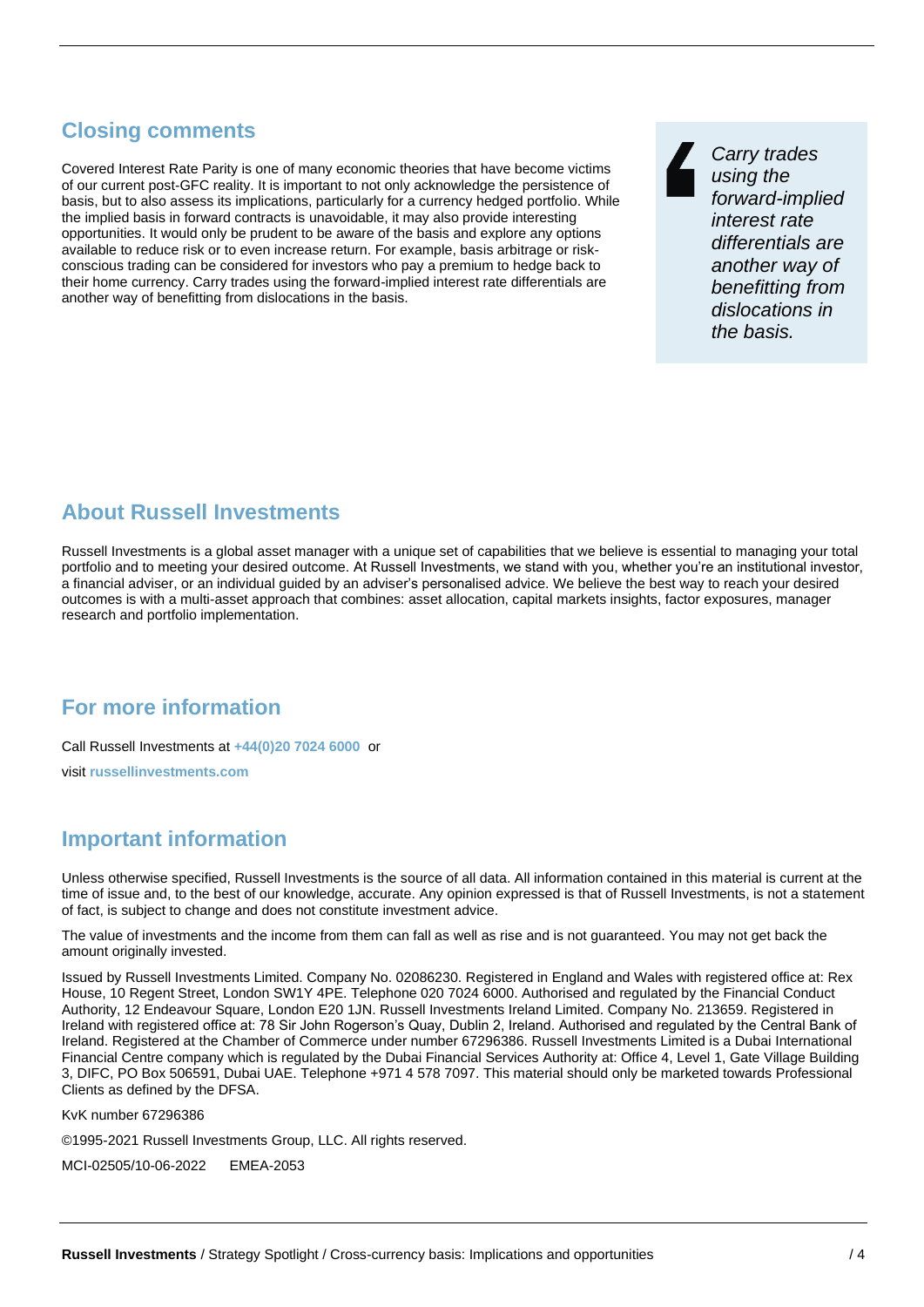## Closing comments

Covered Interest Rate Parity is one of many economic theories that have become victims of our current post-GFC reality. It is important to not only acknowledge the persistence of basis, but to also assess its implications, particularly for a currency hedged portfolio. While the implied basis in forward contracts is unavoidable, it may also provide interesting opportunities. It would only be prudent to be aware of the basis and explore any options available to reduce risk or to even increase return. For example, basis arbitrage or risk-conscious trading can be considered for investors who pay a premium to hedge back to their home currency. Carry trades using the forward-implied interest rate differentials are another way of benefitting from dislocations in the basis.

> *Carry trades using the forward-implied interest rate differentials are another way of benefitting from dislocations in the basis.*

## About Russell Investments

Russell Investments is a global asset manager with a unique set of capabilities that we believe is essential to managing your total portfolio and to meeting your desired outcome. At Russell Investments, we stand with you, whether you're an institutional investor, a financial adviser, or an individual guided by an adviser's personalised advice. We believe the best way to reach your desired outcomes is with a multi-asset approach that combines: asset allocation, capital markets insights, factor exposures, manager research and portfolio implementation.

## For more information

Call Russell Investments at **+44(0)20 7024 6000** or

visit **russellinvestments.com**

## Important information

Unless otherwise specified, Russell Investments is the source of all data. All information contained in this material is current at the time of issue and, to the best of our knowledge, accurate. Any opinion expressed is that of Russell Investments, is not a statement of fact, is subject to change and does not constitute investment advice.

The value of investments and the income from them can fall as well as rise and is not guaranteed. You may not get back the amount originally invested.

Issued by Russell Investments Limited. Company No. 02086230. Registered in England and Wales with registered office at: Rex House, 10 Regent Street, London SW1Y 4PE. Telephone 020 7024 6000. Authorised and regulated by the Financial Conduct Authority, 12 Endeavour Square, London E20 1JN. Russell Investments Ireland Limited. Company No. 213659. Registered in Ireland with registered office at: 78 Sir John Rogerson's Quay, Dublin 2, Ireland. Authorised and regulated by the Central Bank of Ireland. Registered at the Chamber of Commerce under number 67296386. Russell Investments Limited is a Dubai International Financial Centre company which is regulated by the Dubai Financial Services Authority at: Office 4, Level 1, Gate Village Building 3, DIFC, PO Box 506591, Dubai UAE. Telephone +971 4 578 7097. This material should only be marketed towards Professional Clients as defined by the DFSA.

KvK number 67296386

©1995-2021 Russell Investments Group, LLC. All rights reserved.

MCI-02505/10-06-2022 EMEA-2053